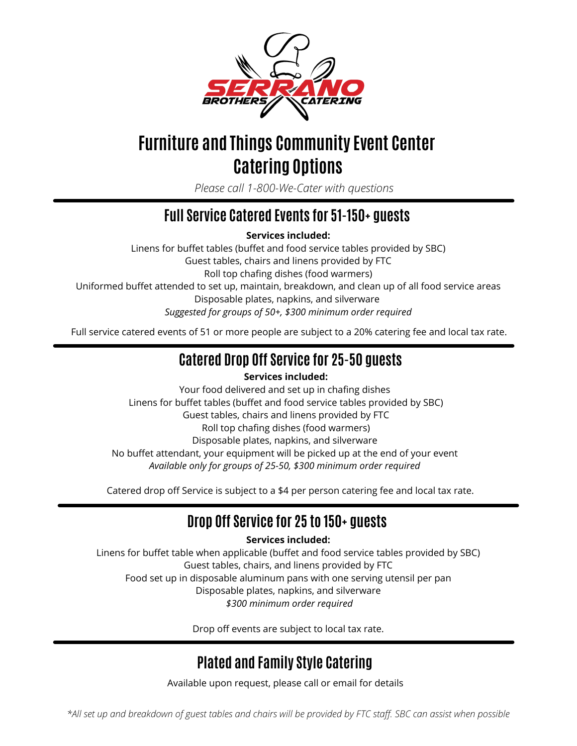# Furniture and Things Community Event Center Catering Options

*Please call 1-800-We-Cater with questions*

## Full Service Catered Events for 51-150+ guests

**Services included:**

Linens for buffet tables (buffet and food service tables provided by SBC)
Guest tables, chairs and linens provided by FTC
Roll top chafing dishes (food warmers)
Uniformed buffet attended to set up, maintain, breakdown, and clean up of all food service areas
Disposable plates, napkins, and silverware
*Suggested for groups of 50+, $300 minimum order required*

Full service catered events of 51 or more people are subject to a 20% catering fee and local tax rate.

## Catered Drop Off Service for 25-50 guests

**Services included:**

Your food delivered and set up in chafing dishes
Linens for buffet tables (buffet and food service tables provided by SBC)
Guest tables, chairs and linens provided by FTC
Roll top chafing dishes (food warmers)
Disposable plates, napkins, and silverware
No buffet attendant, your equipment will be picked up at the end of your event
*Available only for groups of 25-50, $300 minimum order required*

Catered drop off Service is subject to a $4 per person catering fee and local tax rate.

## Drop Off Service for 25 to 150+ guests

**Services included:**

Linens for buffet table when applicable (buffet and food service tables provided by SBC)
Guest tables, chairs, and linens provided by FTC
Food set up in disposable aluminum pans with one serving utensil per pan
Disposable plates, napkins, and silverware
*$300 minimum order required*

Drop off events are subject to local tax rate.

## Plated and Family Style Catering

Available upon request, please call or email for details

*\*All set up and breakdown of guest tables and chairs will be provided by FTC staff. SBC can assist when possible*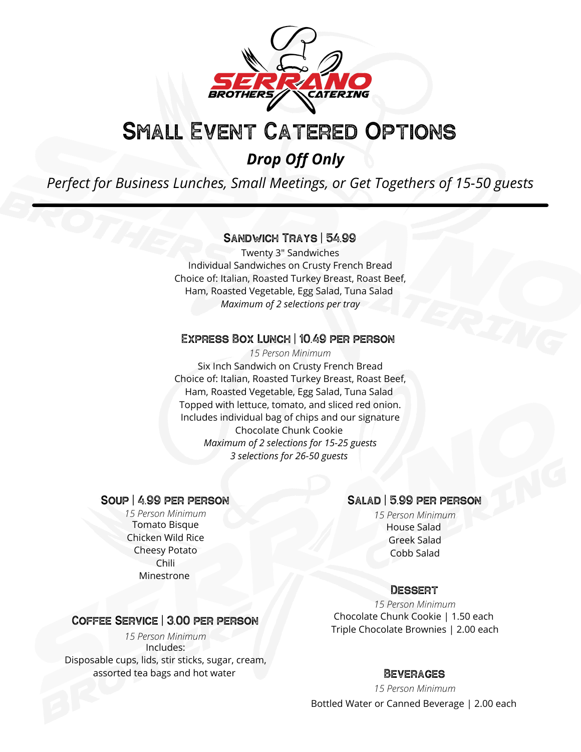# Small Event Catered Options

## *Drop Off Only*

*Perfect for Business Lunches, Small Meetings, or Get Togethers of 15-50 guests*

---

### Sandwich Trays | 54.99

Twenty 3" Sandwiches
Individual Sandwiches on Crusty French Bread
Choice of: Italian, Roasted Turkey Breast, Roast Beef, Ham, Roasted Vegetable, Egg Salad, Tuna Salad
*Maximum of 2 selections per tray*

### Express Box Lunch | 10.49 per person

*15 Person Minimum*
Six Inch Sandwich on Crusty French Bread
Choice of: Italian, Roasted Turkey Breast, Roast Beef, Ham, Roasted Vegetable, Egg Salad, Tuna Salad
Topped with lettuce, tomato, and sliced red onion.
Includes individual bag of chips and our signature Chocolate Chunk Cookie
*Maximum of 2 selections for 15-25 guests*
*3 selections for 26-50 guests*

### Soup | 4.99 per person

*15 Person Minimum*
Tomato Bisque
Chicken Wild Rice
Cheesy Potato
Chili
Minestrone

### Coffee Service | 3.00 per person

*15 Person Minimum*
Includes:
Disposable cups, lids, stir sticks, sugar, cream, assorted tea bags and hot water

### Salad | 5.99 per person

*15 Person Minimum*
House Salad
Greek Salad
Cobb Salad

### Dessert

*15 Person Minimum*
Chocolate Chunk Cookie | 1.50 each
Triple Chocolate Brownies | 2.00 each

### Beverages

*15 Person Minimum*
Bottled Water or Canned Beverage | 2.00 each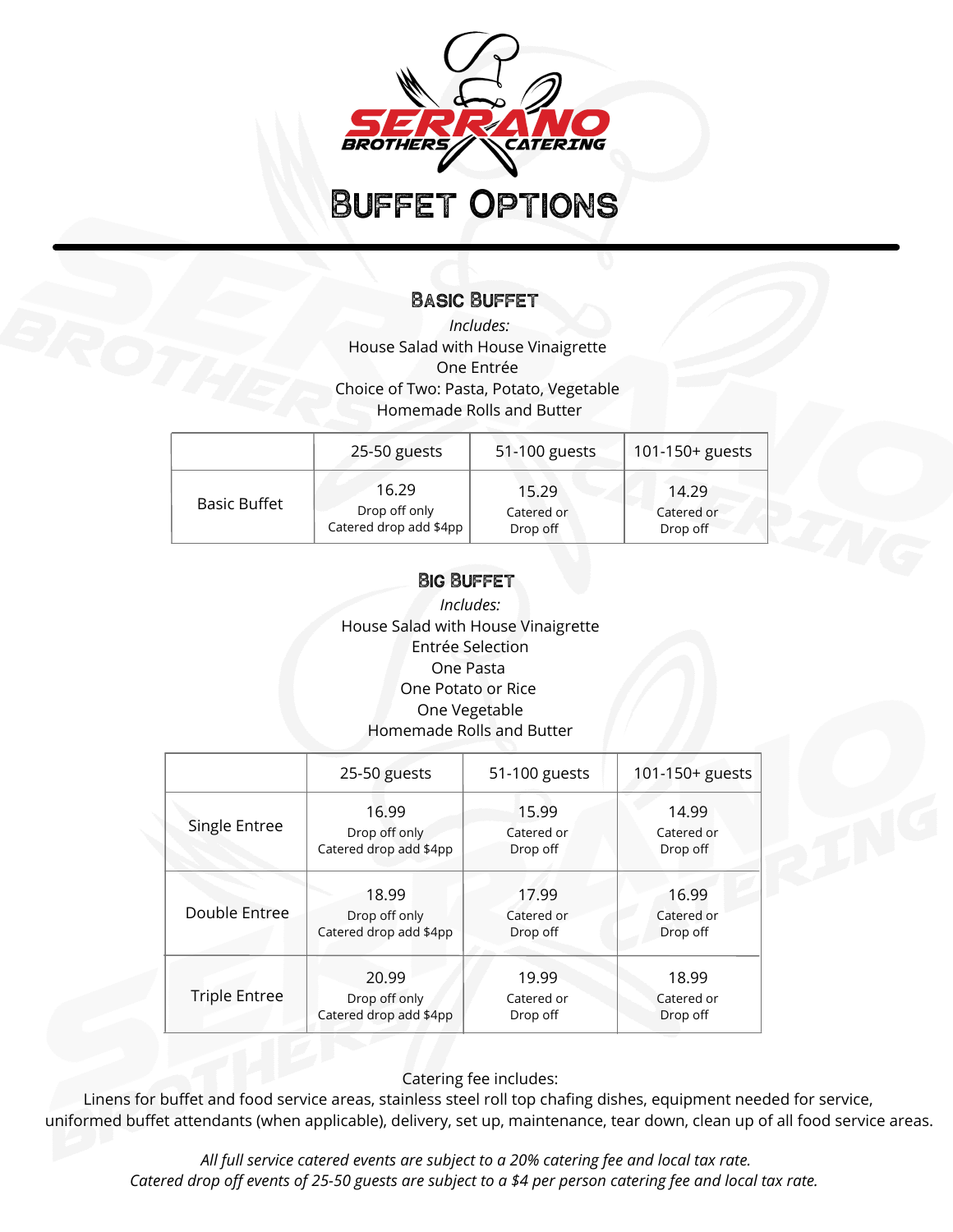# Buffet Options

## Basic Buffet

*Includes:*

House Salad with House Vinaigrette
One Entrée
Choice of Two: Pasta, Potato, Vegetable
Homemade Rolls and Butter

| | 25-50 guests | 51-100 guests | 101-150+ guests |
|---|---|---|---|
| Basic Buffet | 16.29<br>Drop off only<br>Catered drop add $4pp | 15.29<br>Catered or<br>Drop off | 14.29<br>Catered or<br>Drop off |

## Big Buffet

*Includes:*

House Salad with House Vinaigrette
Entrée Selection
One Pasta
One Potato or Rice
One Vegetable
Homemade Rolls and Butter

| | 25-50 guests | 51-100 guests | 101-150+ guests |
|---|---|---|---|
| Single Entree | 16.99<br>Drop off only<br>Catered drop add $4pp | 15.99<br>Catered or<br>Drop off | 14.99<br>Catered or<br>Drop off |
| Double Entree | 18.99<br>Drop off only<br>Catered drop add $4pp | 17.99<br>Catered or<br>Drop off | 16.99<br>Catered or<br>Drop off |
| Triple Entree | 20.99<br>Drop off only<br>Catered drop add $4pp | 19.99<br>Catered or<br>Drop off | 18.99<br>Catered or<br>Drop off |

Catering fee includes:
Linens for buffet and food service areas, stainless steel roll top chafing dishes, equipment needed for service, uniformed buffet attendants (when applicable), delivery, set up, maintenance, tear down, clean up of all food service areas.

*All full service catered events are subject to a 20% catering fee and local tax rate.*
*Catered drop off events of 25-50 guests are subject to a $4 per person catering fee and local tax rate.*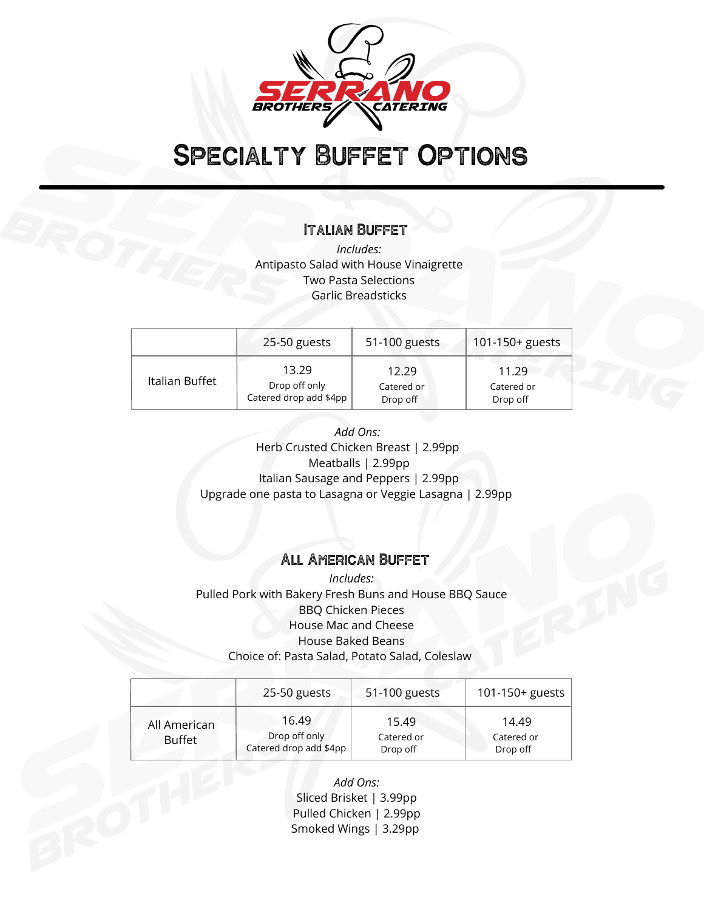# Specialty Buffet Options

## Italian Buffet

*Includes:*
Antipasto Salad with House Vinaigrette
Two Pasta Selections
Garlic Breadsticks

| | 25-50 guests | 51-100 guests | 101-150+ guests |
|---|---|---|---|
| Italian Buffet | 13.29<br>Drop off only<br>Catered drop add $4pp | 12.29<br>Catered or<br>Drop off | 11.29<br>Catered or<br>Drop off |

*Add Ons:*
Herb Crusted Chicken Breast | 2.99pp
Meatballs | 2.99pp
Italian Sausage and Peppers | 2.99pp
Upgrade one pasta to Lasagna or Veggie Lasagna | 2.99pp

## All American Buffet

*Includes:*
Pulled Pork with Bakery Fresh Buns and House BBQ Sauce
BBQ Chicken Pieces
House Mac and Cheese
House Baked Beans
Choice of: Pasta Salad, Potato Salad, Coleslaw

| | 25-50 guests | 51-100 guests | 101-150+ guests |
|---|---|---|---|
| All American Buffet | 16.49<br>Drop off only<br>Catered drop add $4pp | 15.49<br>Catered or<br>Drop off | 14.49<br>Catered or<br>Drop off |

*Add Ons:*
Sliced Brisket | 3.99pp
Pulled Chicken | 2.99pp
Smoked Wings | 3.29pp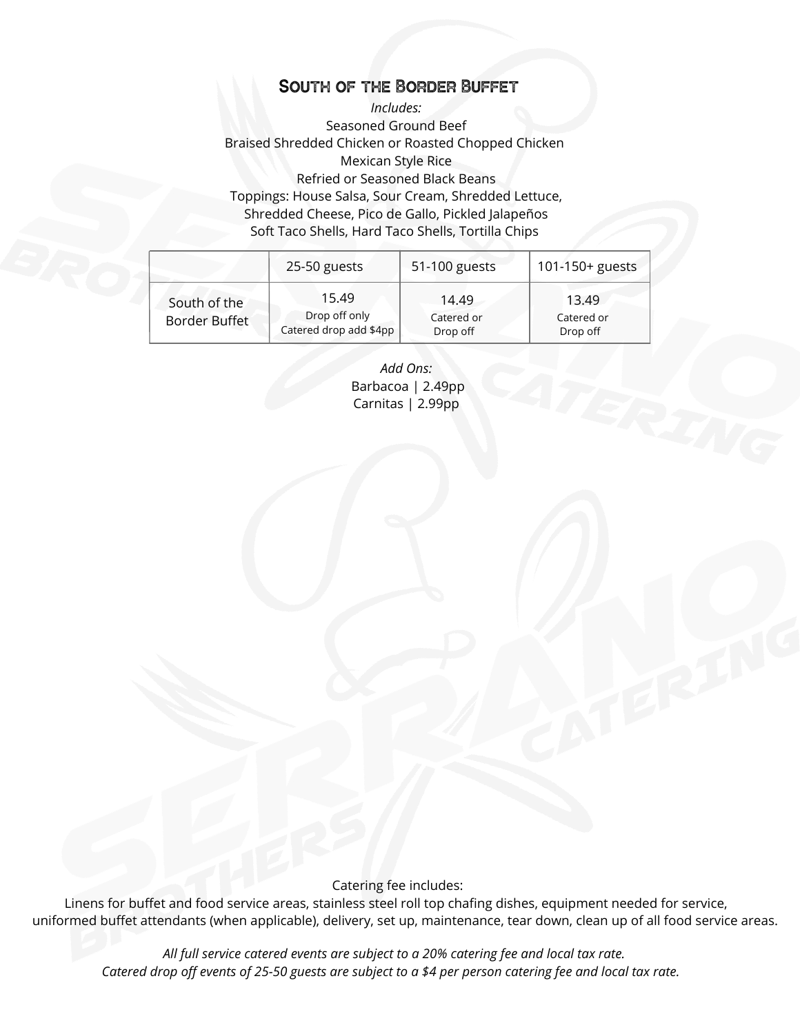## South of the Border Buffet

*Includes:*

Seasoned Ground Beef
Braised Shredded Chicken or Roasted Chopped Chicken
Mexican Style Rice
Refried or Seasoned Black Beans
Toppings: House Salsa, Sour Cream, Shredded Lettuce, Shredded Cheese, Pico de Gallo, Pickled Jalapeños
Soft Taco Shells, Hard Taco Shells, Tortilla Chips

| | 25-50 guests | 51-100 guests | 101-150+ guests |
|---|---|---|---|
| South of the Border Buffet | 15.49<br>Drop off only<br>Catered drop add $4pp | 14.49<br>Catered or<br>Drop off | 13.49<br>Catered or<br>Drop off |

*Add Ons:*

Barbacoa | 2.49pp
Carnitas | 2.99pp

Catering fee includes:

Linens for buffet and food service areas, stainless steel roll top chafing dishes, equipment needed for service, uniformed buffet attendants (when applicable), delivery, set up, maintenance, tear down, clean up of all food service areas.

*All full service catered events are subject to a 20% catering fee and local tax rate.*
*Catered drop off events of 25-50 guests are subject to a $4 per person catering fee and local tax rate.*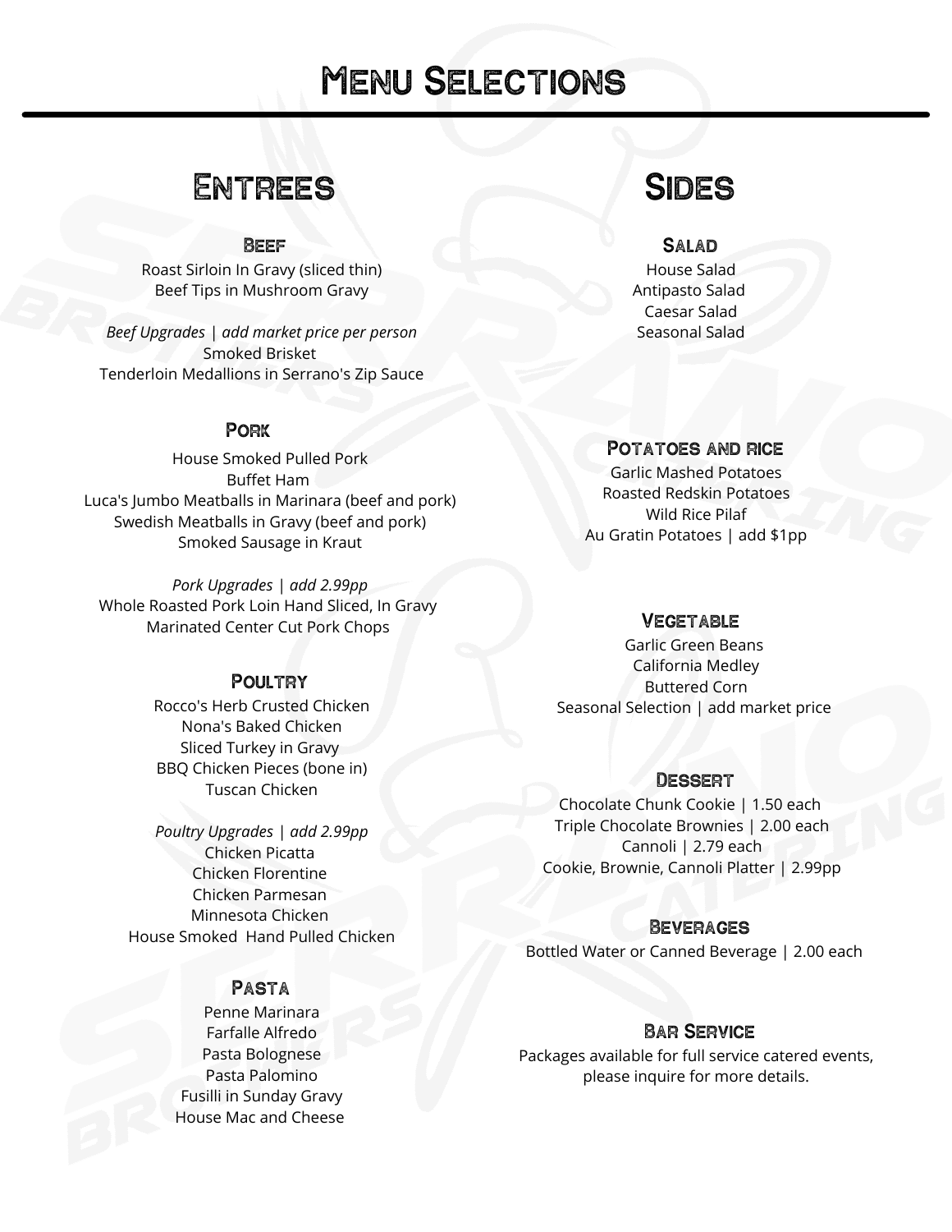# Menu Selections

## Entrees

### Beef

Roast Sirloin In Gravy (sliced thin)
Beef Tips in Mushroom Gravy

*Beef Upgrades | add market price per person*
Smoked Brisket
Tenderloin Medallions in Serrano's Zip Sauce

### Pork

House Smoked Pulled Pork
Buffet Ham
Luca's Jumbo Meatballs in Marinara (beef and pork)
Swedish Meatballs in Gravy (beef and pork)
Smoked Sausage in Kraut

*Pork Upgrades | add 2.99pp*
Whole Roasted Pork Loin Hand Sliced, In Gravy
Marinated Center Cut Pork Chops

### Poultry

Rocco's Herb Crusted Chicken
Nona's Baked Chicken
Sliced Turkey in Gravy
BBQ Chicken Pieces (bone in)
Tuscan Chicken

*Poultry Upgrades | add 2.99pp*
Chicken Picatta
Chicken Florentine
Chicken Parmesan
Minnesota Chicken
House Smoked Hand Pulled Chicken

### Pasta

Penne Marinara
Farfalle Alfredo
Pasta Bolognese
Pasta Palomino
Fusilli in Sunday Gravy
House Mac and Cheese

## Sides

### Salad

House Salad
Antipasto Salad
Caesar Salad
Seasonal Salad

### Potatoes and Rice

Garlic Mashed Potatoes
Roasted Redskin Potatoes
Wild Rice Pilaf
Au Gratin Potatoes | add $1pp

### Vegetable

Garlic Green Beans
California Medley
Buttered Corn
Seasonal Selection | add market price

### Dessert

Chocolate Chunk Cookie | 1.50 each
Triple Chocolate Brownies | 2.00 each
Cannoli | 2.79 each
Cookie, Brownie, Cannoli Platter | 2.99pp

### Beverages

Bottled Water or Canned Beverage | 2.00 each

### Bar Service

Packages available for full service catered events, please inquire for more details.